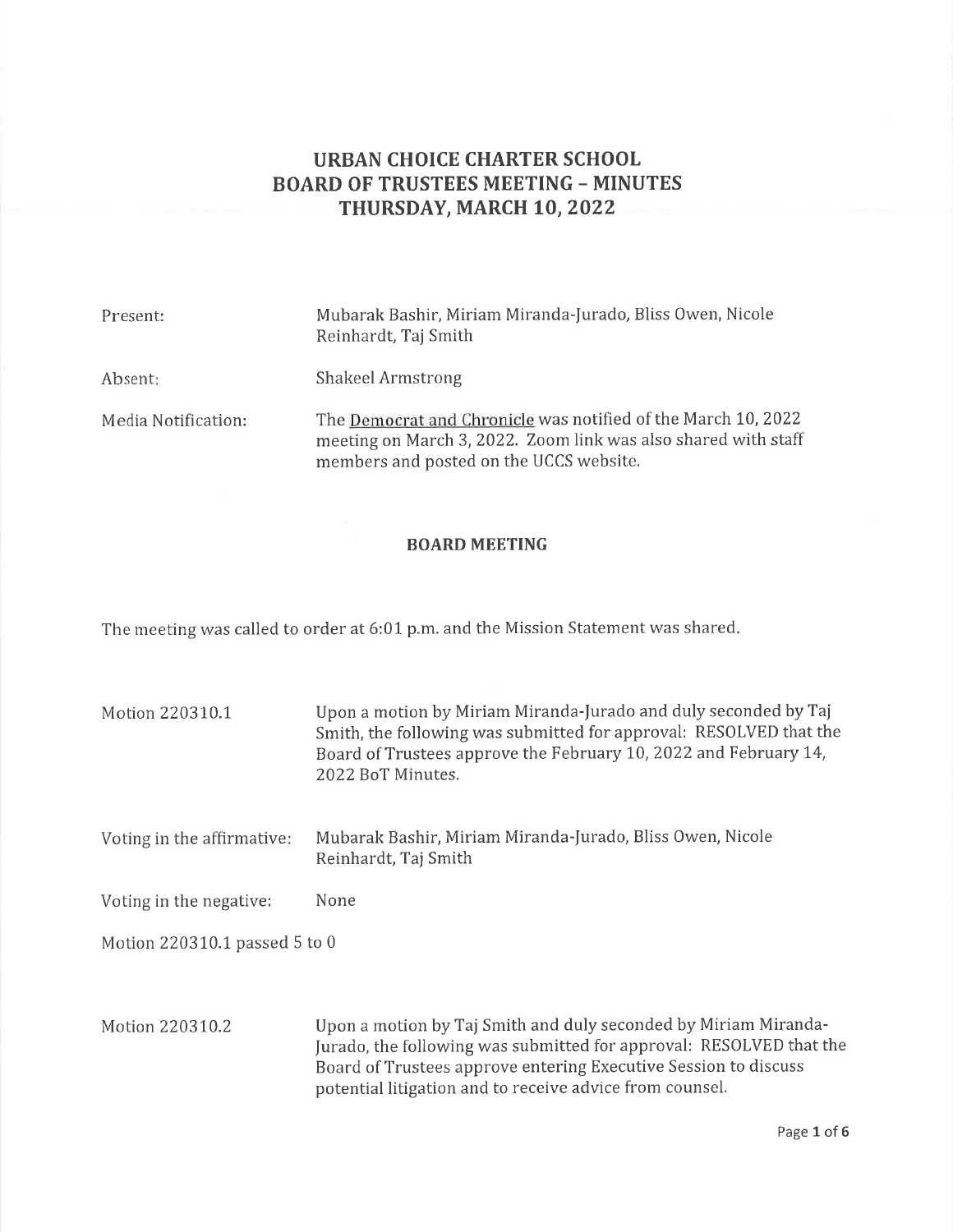# URBAN CHOICE CHARTER SCHOOL
# BOARD OF TRUSTEES MEETING – MINUTES
# THURSDAY, MARCH 10, 2022

Present: Mubarak Bashir, Miriam Miranda-Jurado, Bliss Owen, Nicole Reinhardt, Taj Smith

Absent: Shakeel Armstrong

Media Notification: The Democrat and Chronicle was notified of the March 10, 2022 meeting on March 3, 2022. Zoom link was also shared with staff members and posted on the UCCS website.

## BOARD MEETING

The meeting was called to order at 6:01 p.m. and the Mission Statement was shared.

Motion 220310.1 Upon a motion by Miriam Miranda-Jurado and duly seconded by Taj Smith, the following was submitted for approval: RESOLVED that the Board of Trustees approve the February 10, 2022 and February 14, 2022 BoT Minutes.

Voting in the affirmative: Mubarak Bashir, Miriam Miranda-Jurado, Bliss Owen, Nicole Reinhardt, Taj Smith

Voting in the negative: None

Motion 220310.1 passed 5 to 0

Motion 220310.2 Upon a motion by Taj Smith and duly seconded by Miriam Miranda-Jurado, the following was submitted for approval: RESOLVED that the Board of Trustees approve entering Executive Session to discuss potential litigation and to receive advice from counsel.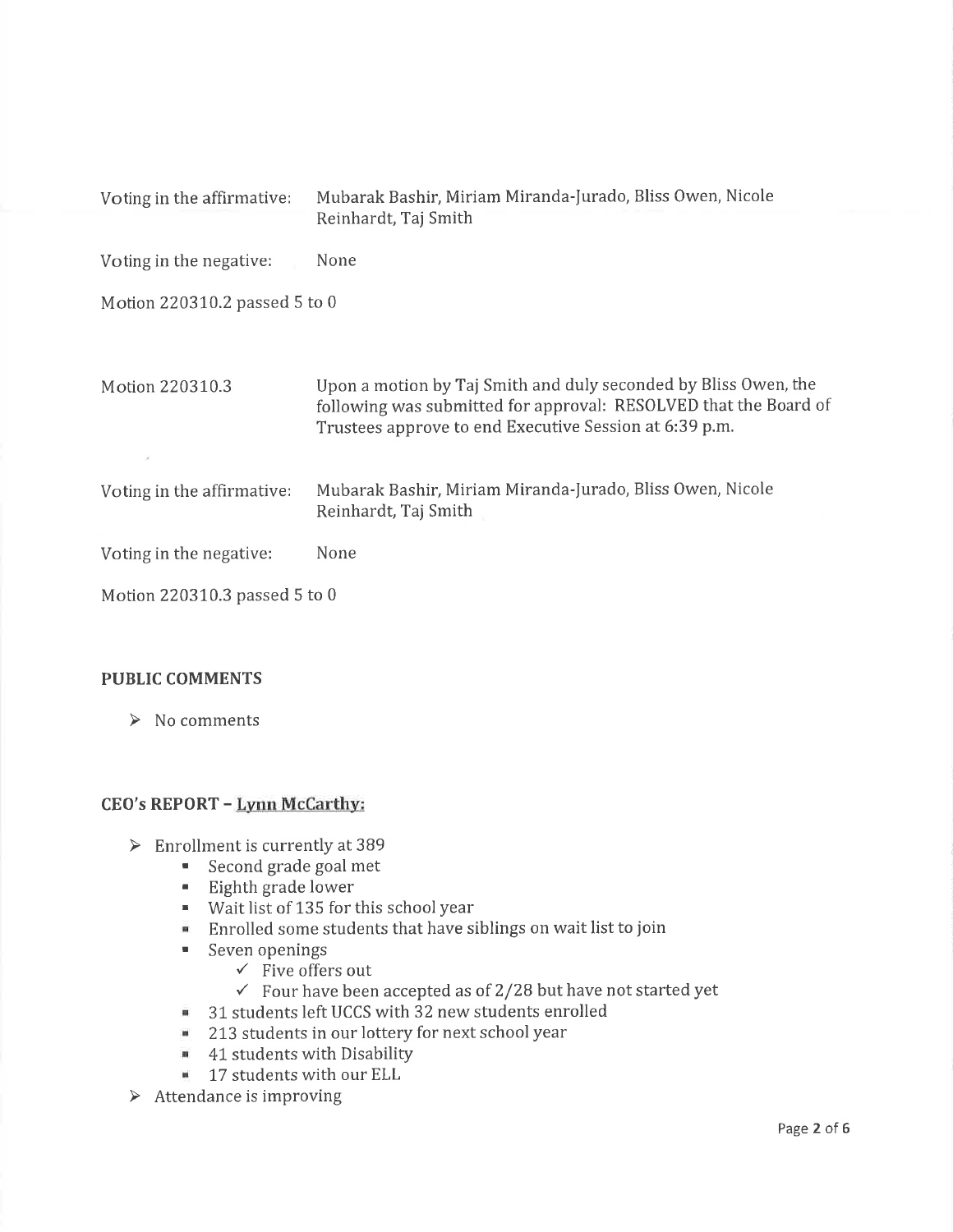Voting in the affirmative: Mubarak Bashir, Miriam Miranda-Jurado, Bliss Owen, Nicole Reinhardt, Taj Smith

Voting in the negative: None

Motion 220310.2 passed 5 to 0

Motion 220310.3 Upon a motion by Taj Smith and duly seconded by Bliss Owen, the following was submitted for approval: RESOLVED that the Board of Trustees approve to end Executive Session at 6:39 p.m.

Voting in the affirmative: Mubarak Bashir, Miriam Miranda-Jurado, Bliss Owen, Nicole Reinhardt, Taj Smith

Voting in the negative: None

Motion 220310.3 passed 5 to 0

## PUBLIC COMMENTS

- No comments

## CEO's REPORT – Lynn McCarthy:

- Enrollment is currently at 389
  - Second grade goal met
  - Eighth grade lower
  - Wait list of 135 for this school year
  - Enrolled some students that have siblings on wait list to join
  - Seven openings
    - ✓ Five offers out
    - ✓ Four have been accepted as of 2/28 but have not started yet
  - 31 students left UCCS with 32 new students enrolled
  - 213 students in our lottery for next school year
  - 41 students with Disability
  - 17 students with our ELL
- Attendance is improving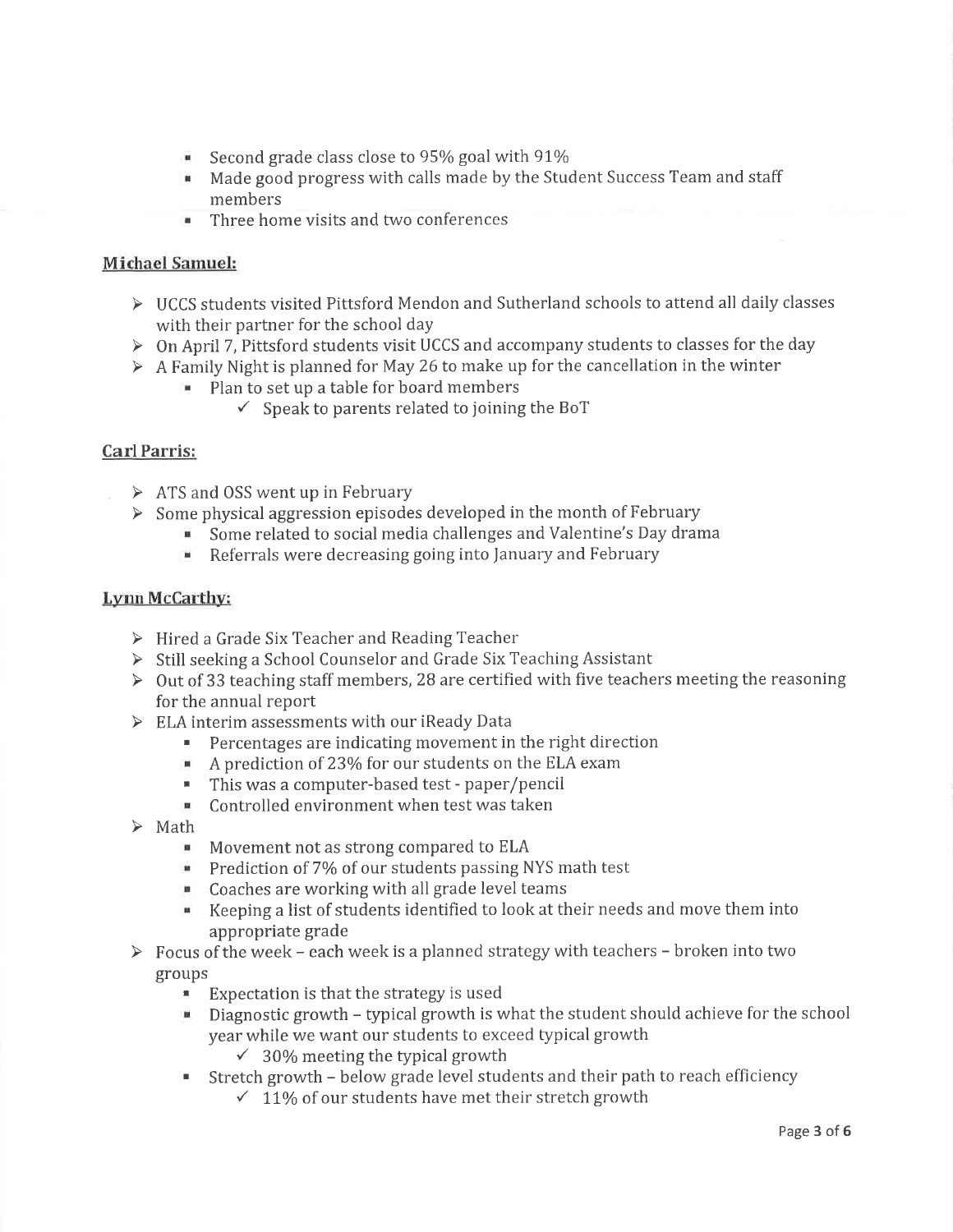- Second grade class close to 95% goal with 91%
- Made good progress with calls made by the Student Success Team and staff members
- Three home visits and two conferences

**Michael Samuel:**

- UCCS students visited Pittsford Mendon and Sutherland schools to attend all daily classes with their partner for the school day
- On April 7, Pittsford students visit UCCS and accompany students to classes for the day
- A Family Night is planned for May 26 to make up for the cancellation in the winter
  - Plan to set up a table for board members
    - ✓ Speak to parents related to joining the BoT

**Carl Parris:**

- ATS and OSS went up in February
- Some physical aggression episodes developed in the month of February
  - Some related to social media challenges and Valentine's Day drama
  - Referrals were decreasing going into January and February

**Lynn McCarthy:**

- Hired a Grade Six Teacher and Reading Teacher
- Still seeking a School Counselor and Grade Six Teaching Assistant
- Out of 33 teaching staff members, 28 are certified with five teachers meeting the reasoning for the annual report
- ELA interim assessments with our iReady Data
  - Percentages are indicating movement in the right direction
  - A prediction of 23% for our students on the ELA exam
  - This was a computer-based test - paper/pencil
  - Controlled environment when test was taken
- Math
  - Movement not as strong compared to ELA
  - Prediction of 7% of our students passing NYS math test
  - Coaches are working with all grade level teams
  - Keeping a list of students identified to look at their needs and move them into appropriate grade
- Focus of the week – each week is a planned strategy with teachers – broken into two groups
  - Expectation is that the strategy is used
  - Diagnostic growth – typical growth is what the student should achieve for the school year while we want our students to exceed typical growth
    - ✓ 30% meeting the typical growth
  - Stretch growth – below grade level students and their path to reach efficiency
    - ✓ 11% of our students have met their stretch growth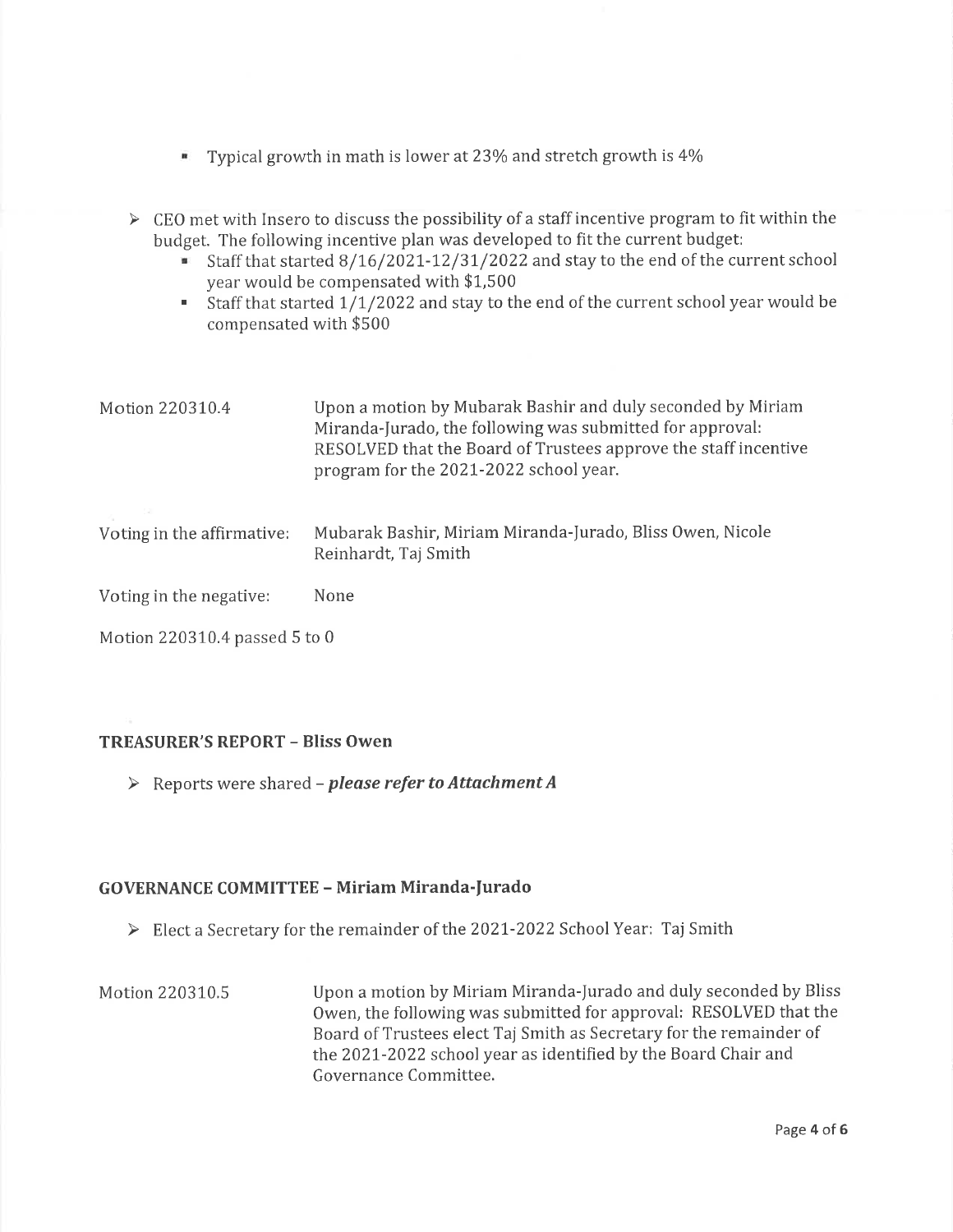- Typical growth in math is lower at 23% and stretch growth is 4%

- CEO met with Insero to discuss the possibility of a staff incentive program to fit within the budget. The following incentive plan was developed to fit the current budget:
  - Staff that started 8/16/2021-12/31/2022 and stay to the end of the current school year would be compensated with $1,500
  - Staff that started 1/1/2022 and stay to the end of the current school year would be compensated with $500

| | |
|---|---|
| Motion 220310.4 | Upon a motion by Mubarak Bashir and duly seconded by Miriam Miranda-Jurado, the following was submitted for approval: RESOLVED that the Board of Trustees approve the staff incentive program for the 2021-2022 school year. |
| Voting in the affirmative: | Mubarak Bashir, Miriam Miranda-Jurado, Bliss Owen, Nicole Reinhardt, Taj Smith |
| Voting in the negative: | None |

Motion 220310.4 passed 5 to 0

## TREASURER'S REPORT – Bliss Owen

- Reports were shared – ***please refer to Attachment A***

## GOVERNANCE COMMITTEE – Miriam Miranda-Jurado

- Elect a Secretary for the remainder of the 2021-2022 School Year: Taj Smith

| | |
|---|---|
| Motion 220310.5 | Upon a motion by Miriam Miranda-Jurado and duly seconded by Bliss Owen, the following was submitted for approval: RESOLVED that the Board of Trustees elect Taj Smith as Secretary for the remainder of the 2021-2022 school year as identified by the Board Chair and Governance Committee. |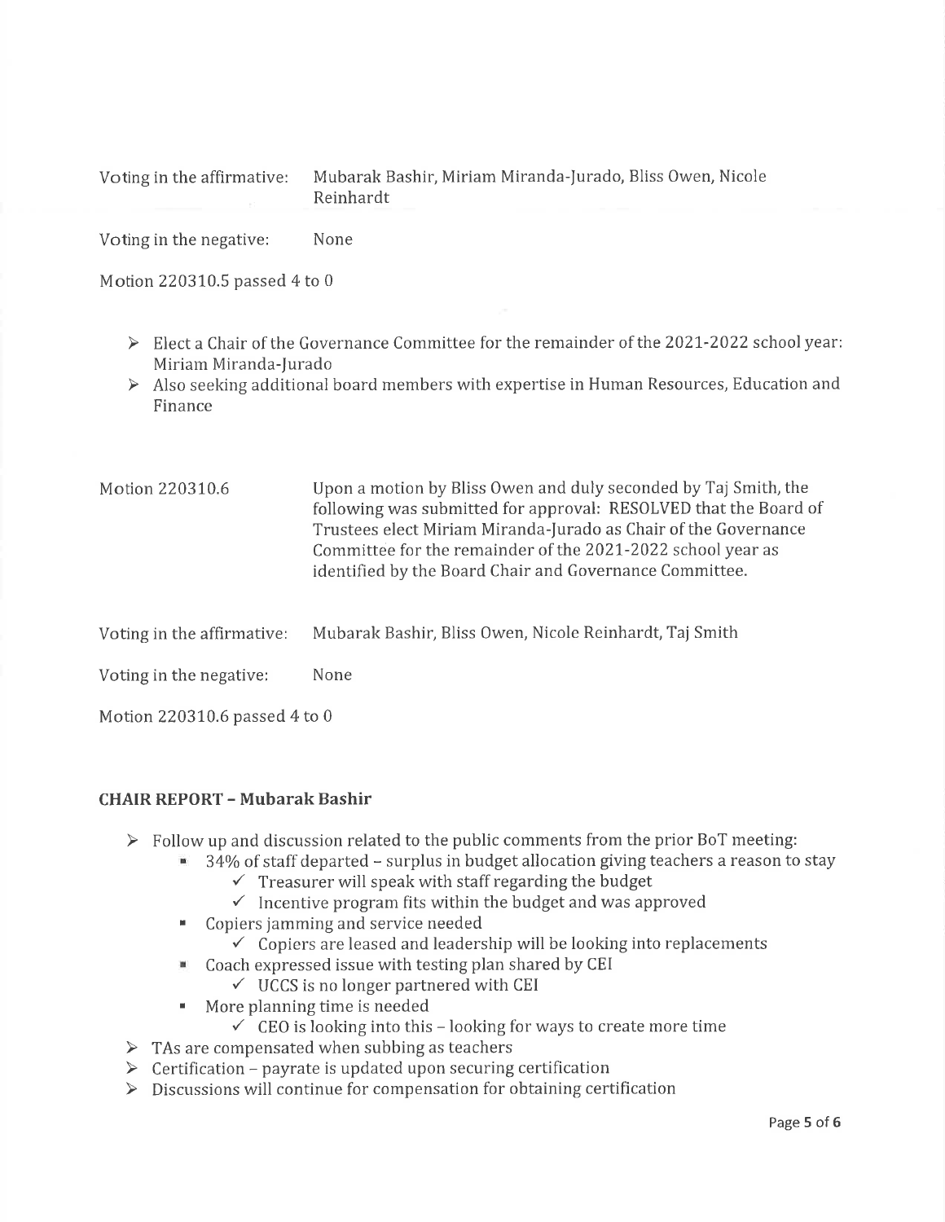| | |
|---|---|
| Voting in the affirmative: | Mubarak Bashir, Miriam Miranda-Jurado, Bliss Owen, Nicole Reinhardt |
| Voting in the negative: | None |

Motion 220310.5 passed 4 to 0

- Elect a Chair of the Governance Committee for the remainder of the 2021-2022 school year: Miriam Miranda-Jurado
- Also seeking additional board members with expertise in Human Resources, Education and Finance

| | |
|---|---|
| Motion 220310.6 | Upon a motion by Bliss Owen and duly seconded by Taj Smith, the following was submitted for approval: RESOLVED that the Board of Trustees elect Miriam Miranda-Jurado as Chair of the Governance Committee for the remainder of the 2021-2022 school year as identified by the Board Chair and Governance Committee. |
| Voting in the affirmative: | Mubarak Bashir, Bliss Owen, Nicole Reinhardt, Taj Smith |
| Voting in the negative: | None |

Motion 220310.6 passed 4 to 0

## CHAIR REPORT – Mubarak Bashir

- Follow up and discussion related to the public comments from the prior BoT meeting:
  - 34% of staff departed – surplus in budget allocation giving teachers a reason to stay
    - ✓ Treasurer will speak with staff regarding the budget
    - ✓ Incentive program fits within the budget and was approved
  - Copiers jamming and service needed
    - ✓ Copiers are leased and leadership will be looking into replacements
  - Coach expressed issue with testing plan shared by CEI
    - ✓ UCCS is no longer partnered with CEI
  - More planning time is needed
    - ✓ CEO is looking into this – looking for ways to create more time
- TAs are compensated when subbing as teachers
- Certification – payrate is updated upon securing certification
- Discussions will continue for compensation for obtaining certification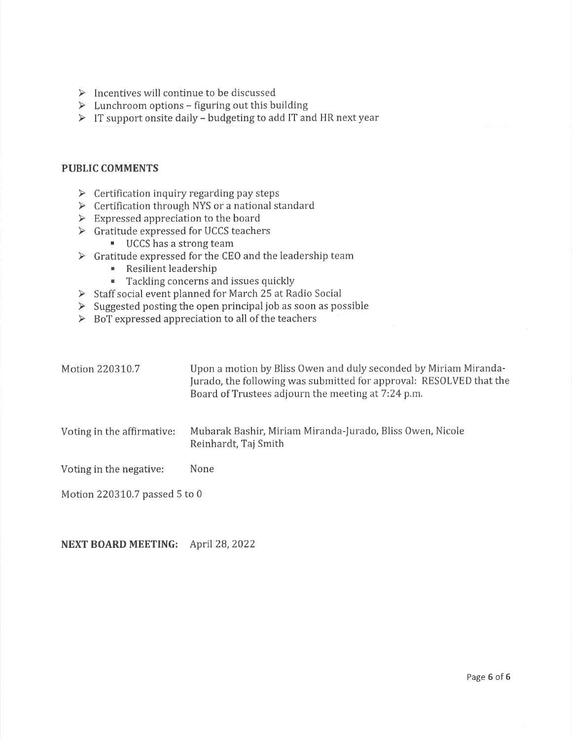- Incentives will continue to be discussed
- Lunchroom options – figuring out this building
- IT support onsite daily – budgeting to add IT and HR next year

## PUBLIC COMMENTS

- Certification inquiry regarding pay steps
- Certification through NYS or a national standard
- Expressed appreciation to the board
- Gratitude expressed for UCCS teachers
  - UCCS has a strong team
- Gratitude expressed for the CEO and the leadership team
  - Resilient leadership
  - Tackling concerns and issues quickly
- Staff social event planned for March 25 at Radio Social
- Suggested posting the open principal job as soon as possible
- BoT expressed appreciation to all of the teachers

Motion 220310.7 — Upon a motion by Bliss Owen and duly seconded by Miriam Miranda-Jurado, the following was submitted for approval: RESOLVED that the Board of Trustees adjourn the meeting at 7:24 p.m.

Voting in the affirmative: Mubarak Bashir, Miriam Miranda-Jurado, Bliss Owen, Nicole Reinhardt, Taj Smith

Voting in the negative: None

Motion 220310.7 passed 5 to 0

**NEXT BOARD MEETING:** April 28, 2022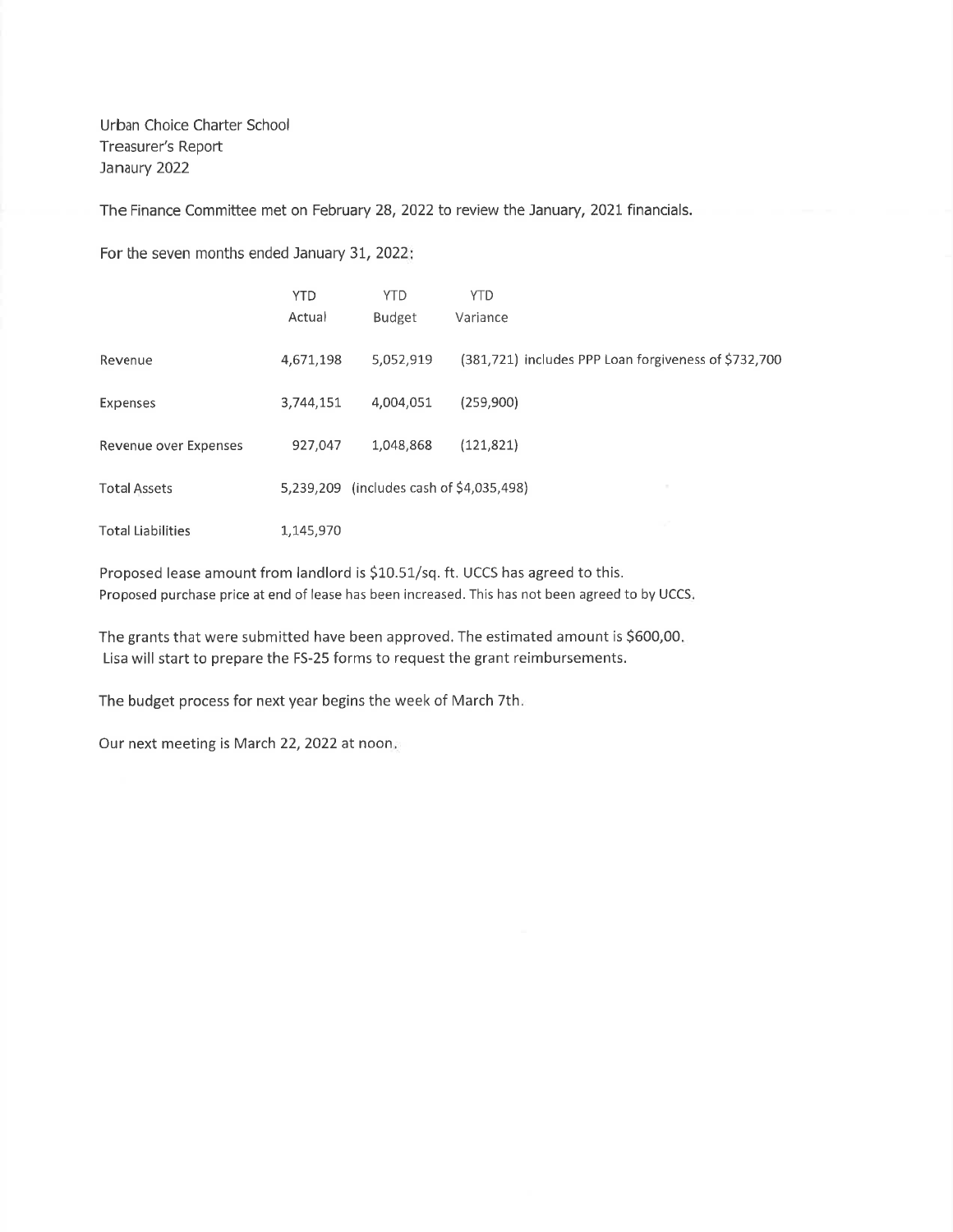Urban Choice Charter School
Treasurer's Report
Janaury 2022

The Finance Committee met on February 28, 2022 to review the January, 2021 financials.

For the seven months ended January 31, 2022:

| | YTD Actual | YTD Budget | YTD Variance | |
|---|---|---|---|---|
| Revenue | 4,671,198 | 5,052,919 | (381,721) | includes PPP Loan forgiveness of $732,700 |
| Expenses | 3,744,151 | 4,004,051 | (259,900) | |
| Revenue over Expenses | 927,047 | 1,048,868 | (121,821) | |
| Total Assets | 5,239,209 | (includes cash of $4,035,498) | | |
| Total Liabilities | 1,145,970 | | | |

Proposed lease amount from landlord is $10.51/sq. ft. UCCS has agreed to this.
Proposed purchase price at end of lease has been increased. This has not been agreed to by UCCS.

The grants that were submitted have been approved. The estimated amount is $600,00.
Lisa will start to prepare the FS-25 forms to request the grant reimbursements.

The budget process for next year begins the week of March 7th.

Our next meeting is March 22, 2022 at noon.